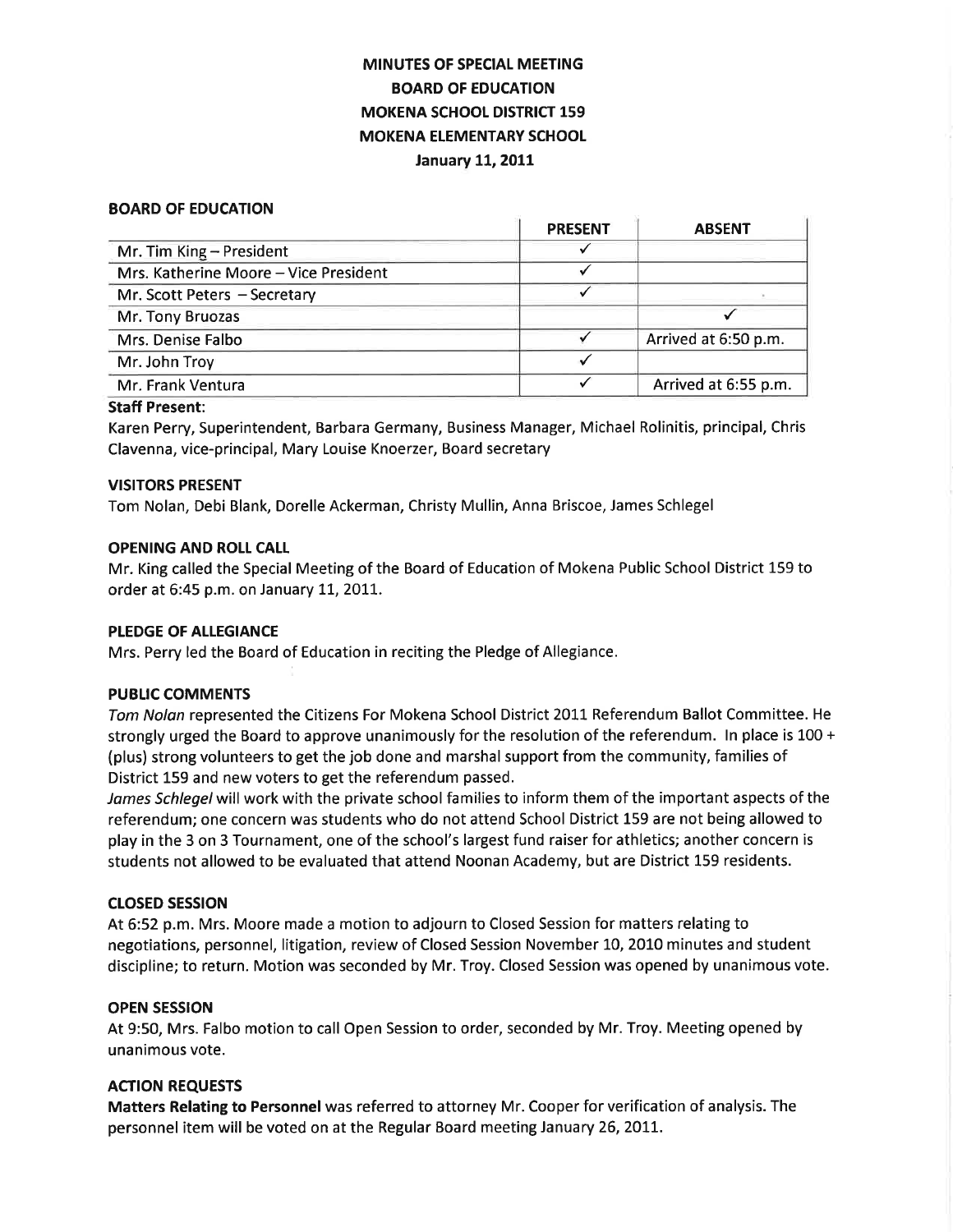# MINUTES OF SPECIAL MEETING
# BOARD OF EDUCATION
# MOKENA SCHOOL DISTRICT 159
# MOKENA ELEMENTARY SCHOOL
# January 11, 2011

## BOARD OF EDUCATION

| | PRESENT | ABSENT |
|---|---|---|
| Mr. Tim King – President | ✓ | |
| Mrs. Katherine Moore – Vice President | ✓ | |
| Mr. Scott Peters – Secretary | ✓ | |
| Mr. Tony Bruozas | | ✓ |
| Mrs. Denise Falbo | ✓ | Arrived at 6:50 p.m. |
| Mr. John Troy | ✓ | |
| Mr. Frank Ventura | ✓ | Arrived at 6:55 p.m. |

**Staff Present:**

Karen Perry, Superintendent, Barbara Germany, Business Manager, Michael Rolinitis, principal, Chris Clavenna, vice-principal, Mary Louise Knoerzer, Board secretary

## VISITORS PRESENT

Tom Nolan, Debi Blank, Dorelle Ackerman, Christy Mullin, Anna Briscoe, James Schlegel

## OPENING AND ROLL CALL

Mr. King called the Special Meeting of the Board of Education of Mokena Public School District 159 to order at 6:45 p.m. on January 11, 2011.

## PLEDGE OF ALLEGIANCE

Mrs. Perry led the Board of Education in reciting the Pledge of Allegiance.

## PUBLIC COMMENTS

*Tom Nolan* represented the Citizens For Mokena School District 2011 Referendum Ballot Committee. He strongly urged the Board to approve unanimously for the resolution of the referendum. In place is 100 + (plus) strong volunteers to get the job done and marshal support from the community, families of District 159 and new voters to get the referendum passed.

*James Schlegel* will work with the private school families to inform them of the important aspects of the referendum; one concern was students who do not attend School District 159 are not being allowed to play in the 3 on 3 Tournament, one of the school's largest fund raiser for athletics; another concern is students not allowed to be evaluated that attend Noonan Academy, but are District 159 residents.

## CLOSED SESSION

At 6:52 p.m. Mrs. Moore made a motion to adjourn to Closed Session for matters relating to negotiations, personnel, litigation, review of Closed Session November 10, 2010 minutes and student discipline; to return. Motion was seconded by Mr. Troy. Closed Session was opened by unanimous vote.

## OPEN SESSION

At 9:50, Mrs. Falbo motion to call Open Session to order, seconded by Mr. Troy. Meeting opened by unanimous vote.

## ACTION REQUESTS

**Matters Relating to Personnel** was referred to attorney Mr. Cooper for verification of analysis. The personnel item will be voted on at the Regular Board meeting January 26, 2011.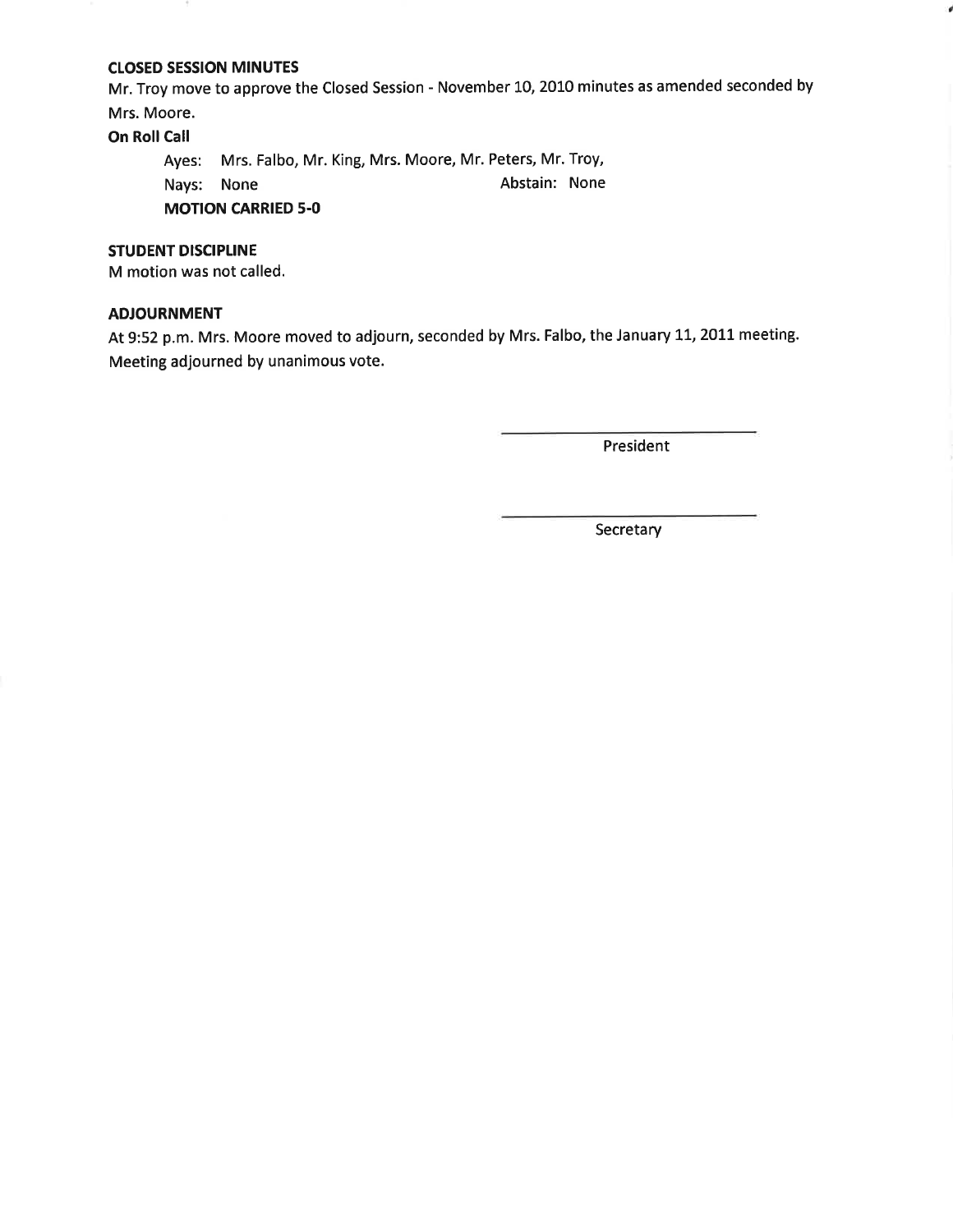**CLOSED SESSION MINUTES**

Mr. Troy move to approve the Closed Session - November 10, 2010 minutes as amended seconded by Mrs. Moore.

**On Roll Call**

Ayes: Mrs. Falbo, Mr. King, Mrs. Moore, Mr. Peters, Mr. Troy,

Nays: None Abstain: None

**MOTION CARRIED 5-0**

**STUDENT DISCIPLINE**

M motion was not called.

**ADJOURNMENT**

At 9:52 p.m. Mrs. Moore moved to adjourn, seconded by Mrs. Falbo, the January 11, 2011 meeting. Meeting adjourned by unanimous vote.

\_\_\_\_\_\_\_\_\_\_\_\_\_\_\_\_\_\_\_\_\_\_\_\_\_\_\_

President

\_\_\_\_\_\_\_\_\_\_\_\_\_\_\_\_\_\_\_\_\_\_\_\_\_\_\_

Secretary